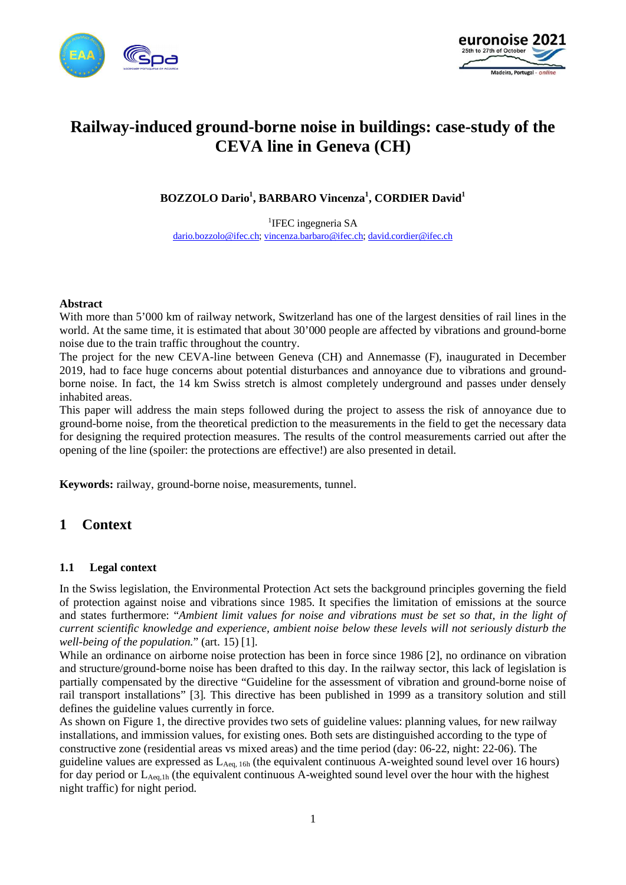# Railway-induced ground-borne noise in buildings: case-study of the CEVA line in Geneva (CH)

**BOZZOLO Dario[1], BARBARO Vincenza[1], CORDIER David[1]**

[1]IFEC ingegneria SA
dario.bozzolo@ifec.ch; vincenza.barbaro@ifec.ch; david.cordier@ifec.ch

**Abstract**

With more than 5'000 km of railway network, Switzerland has one of the largest densities of rail lines in the world. At the same time, it is estimated that about 30'000 people are affected by vibrations and ground-borne noise due to the train traffic throughout the country.

The project for the new CEVA-line between Geneva (CH) and Annemasse (F), inaugurated in December 2019, had to face huge concerns about potential disturbances and annoyance due to vibrations and ground-borne noise. In fact, the 14 km Swiss stretch is almost completely underground and passes under densely inhabited areas.

This paper will address the main steps followed during the project to assess the risk of annoyance due to ground-borne noise, from the theoretical prediction to the measurements in the field to get the necessary data for designing the required protection measures. The results of the control measurements carried out after the opening of the line (spoiler: the protections are effective!) are also presented in detail.

**Keywords:** railway, ground-borne noise, measurements, tunnel.

## 1 Context

### 1.1 Legal context

In the Swiss legislation, the Environmental Protection Act sets the background principles governing the field of protection against noise and vibrations since 1985. It specifies the limitation of emissions at the source and states furthermore: "*Ambient limit values for noise and vibrations must be set so that, in the light of current scientific knowledge and experience, ambient noise below these levels will not seriously disturb the well-being of the population.*" (art. 15) [1].

While an ordinance on airborne noise protection has been in force since 1986 [2], no ordinance on vibration and structure/ground-borne noise has been drafted to this day. In the railway sector, this lack of legislation is partially compensated by the directive "Guideline for the assessment of vibration and ground-borne noise of rail transport installations" [3]. This directive has been published in 1999 as a transitory solution and still defines the guideline values currently in force.

As shown on Figure 1, the directive provides two sets of guideline values: planning values, for new railway installations, and immission values, for existing ones. Both sets are distinguished according to the type of constructive zone (residential areas vs mixed areas) and the time period (day: 06-22, night: 22-06). The guideline values are expressed as $L_{Aeq,\,16h}$ (the equivalent continuous A-weighted sound level over 16 hours) for day period or $L_{Aeq,1h}$ (the equivalent continuous A-weighted sound level over the hour with the highest night traffic) for night period.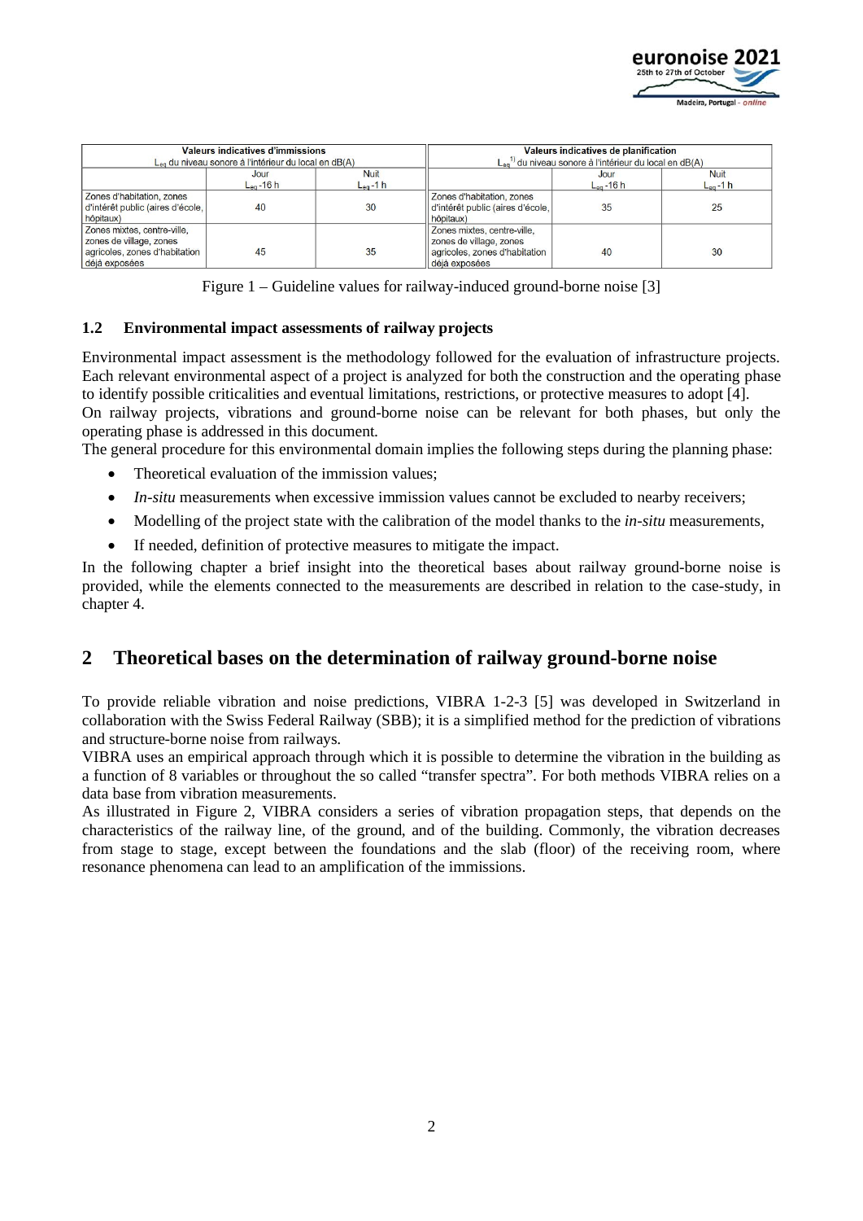| Valeurs indicatives d'immissions $L_{eq}$ du niveau sonore à l'intérieur du local en dB(A) | | | Valeurs indicatives de planification $L_{eq}$ [1)] du niveau sonore à l'intérieur du local en dB(A) | | |
|---|---|---|---|---|---|
| | Jour $L_{eq}$ -16 h | Nuit $L_{eq}$ -1 h | | Jour $L_{eq}$ -16 h | Nuit $L_{eq}$ -1 h |
| Zones d'habitation, zones d'intérêt public (aires d'école, hôpitaux) | 40 | 30 | Zones d'habitation, zones d'intérêt public (aires d'école, hôpitaux) | 35 | 25 |
| Zones mixtes, centre-ville, zones de village, zones agricoles, zones d'habitation déjà exposées | 45 | 35 | Zones mixtes, centre-ville, zones de village, zones agricoles, zones d'habitation déjà exposées | 40 | 30 |

Figure 1 – Guideline values for railway-induced ground-borne noise [3]

### 1.2 Environmental impact assessments of railway projects

Environmental impact assessment is the methodology followed for the evaluation of infrastructure projects. Each relevant environmental aspect of a project is analyzed for both the construction and the operating phase to identify possible criticalities and eventual limitations, restrictions, or protective measures to adopt [4].
On railway projects, vibrations and ground-borne noise can be relevant for both phases, but only the operating phase is addressed in this document.
The general procedure for this environmental domain implies the following steps during the planning phase:

- Theoretical evaluation of the immission values;
- *In-situ* measurements when excessive immission values cannot be excluded to nearby receivers;
- Modelling of the project state with the calibration of the model thanks to the *in-situ* measurements,
- If needed, definition of protective measures to mitigate the impact.

In the following chapter a brief insight into the theoretical bases about railway ground-borne noise is provided, while the elements connected to the measurements are described in relation to the case-study, in chapter 4.

## 2 Theoretical bases on the determination of railway ground-borne noise

To provide reliable vibration and noise predictions, VIBRA 1-2-3 [5] was developed in Switzerland in collaboration with the Swiss Federal Railway (SBB); it is a simplified method for the prediction of vibrations and structure-borne noise from railways.
VIBRA uses an empirical approach through which it is possible to determine the vibration in the building as a function of 8 variables or throughout the so called "transfer spectra". For both methods VIBRA relies on a data base from vibration measurements.
As illustrated in Figure 2, VIBRA considers a series of vibration propagation steps, that depends on the characteristics of the railway line, of the ground, and of the building. Commonly, the vibration decreases from stage to stage, except between the foundations and the slab (floor) of the receiving room, where resonance phenomena can lead to an amplification of the immissions.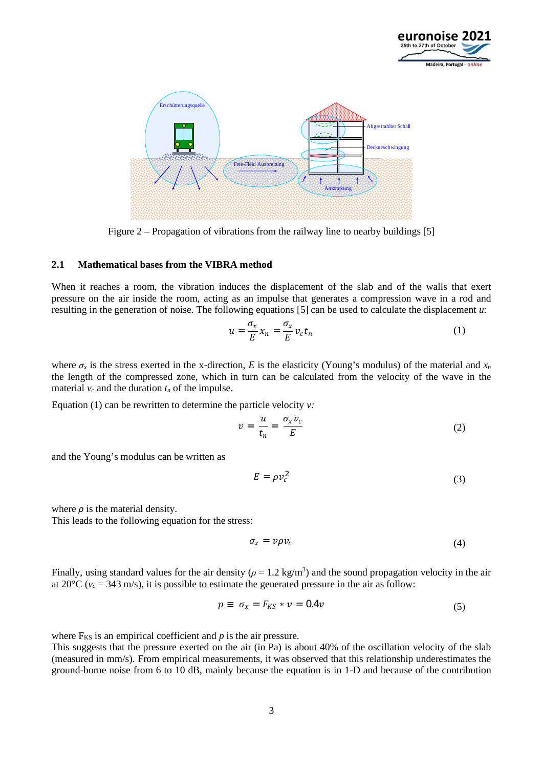Figure 2 – Propagation of vibrations from the railway line to nearby buildings [5]

### 2.1 Mathematical bases from the VIBRA method

When it reaches a room, the vibration induces the displacement of the slab and of the walls that exert pressure on the air inside the room, acting as an impulse that generates a compression wave in a rod and resulting in the generation of noise. The following equations [5] can be used to calculate the displacement $u$:

$$u = \frac{\sigma_x}{E} x_n = \frac{\sigma_x}{E} v_c t_n \tag{1}$$

where $\sigma_x$ is the stress exerted in the x-direction, $E$ is the elasticity (Young's modulus) of the material and $x_n$ the length of the compressed zone, which in turn can be calculated from the velocity of the wave in the material $v_c$ and the duration $t_n$ of the impulse.

Equation (1) can be rewritten to determine the particle velocity $v$:

$$v = \frac{u}{t_n} = \frac{\sigma_x v_c}{E} \tag{2}$$

and the Young's modulus can be written as

$$E = \rho v_c^2 \tag{3}$$

where $\rho$ is the material density.
This leads to the following equation for the stress:

$$\sigma_x = v \rho v_c \tag{4}$$

Finally, using standard values for the air density ($\rho$ = 1.2 kg/m$^3$) and the sound propagation velocity in the air at 20°C ($v_c$ = 343 m/s), it is possible to estimate the generated pressure in the air as follow:

$$p \equiv \sigma_x = F_{KS} * v = 0.4v \tag{5}$$

where $F_{KS}$ is an empirical coefficient and $p$ is the air pressure.
This suggests that the pressure exerted on the air (in Pa) is about 40% of the oscillation velocity of the slab (measured in mm/s). From empirical measurements, it was observed that this relationship underestimates the ground-borne noise from 6 to 10 dB, mainly because the equation is in 1-D and because of the contribution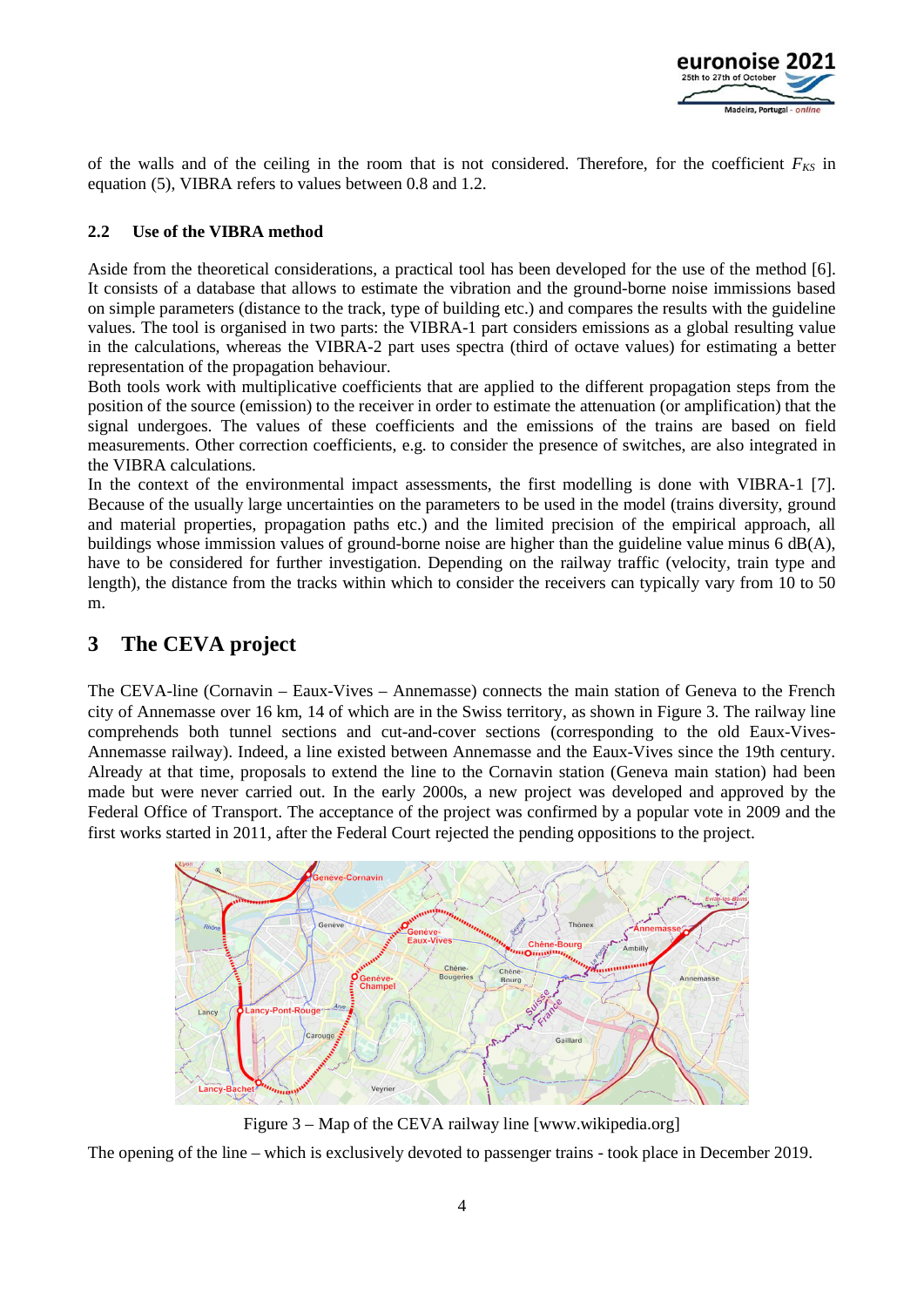of the walls and of the ceiling in the room that is not considered. Therefore, for the coefficient $F_{KS}$ in equation (5), VIBRA refers to values between 0.8 and 1.2.

### 2.2 Use of the VIBRA method

Aside from the theoretical considerations, a practical tool has been developed for the use of the method [6]. It consists of a database that allows to estimate the vibration and the ground-borne noise immissions based on simple parameters (distance to the track, type of building etc.) and compares the results with the guideline values. The tool is organised in two parts: the VIBRA-1 part considers emissions as a global resulting value in the calculations, whereas the VIBRA-2 part uses spectra (third of octave values) for estimating a better representation of the propagation behaviour.
Both tools work with multiplicative coefficients that are applied to the different propagation steps from the position of the source (emission) to the receiver in order to estimate the attenuation (or amplification) that the signal undergoes. The values of these coefficients and the emissions of the trains are based on field measurements. Other correction coefficients, e.g. to consider the presence of switches, are also integrated in the VIBRA calculations.
In the context of the environmental impact assessments, the first modelling is done with VIBRA-1 [7]. Because of the usually large uncertainties on the parameters to be used in the model (trains diversity, ground and material properties, propagation paths etc.) and the limited precision of the empirical approach, all buildings whose immission values of ground-borne noise are higher than the guideline value minus 6 dB(A), have to be considered for further investigation. Depending on the railway traffic (velocity, train type and length), the distance from the tracks within which to consider the receivers can typically vary from 10 to 50 m.

## 3 The CEVA project

The CEVA-line (Cornavin – Eaux-Vives – Annemasse) connects the main station of Geneva to the French city of Annemasse over 16 km, 14 of which are in the Swiss territory, as shown in Figure 3. The railway line comprehends both tunnel sections and cut-and-cover sections (corresponding to the old Eaux-Vives-Annemasse railway). Indeed, a line existed between Annemasse and the Eaux-Vives since the 19th century. Already at that time, proposals to extend the line to the Cornavin station (Geneva main station) had been made but were never carried out. In the early 2000s, a new project was developed and approved by the Federal Office of Transport. The acceptance of the project was confirmed by a popular vote in 2009 and the first works started in 2011, after the Federal Court rejected the pending oppositions to the project.

Figure 3 – Map of the CEVA railway line [www.wikipedia.org]

The opening of the line – which is exclusively devoted to passenger trains - took place in December 2019.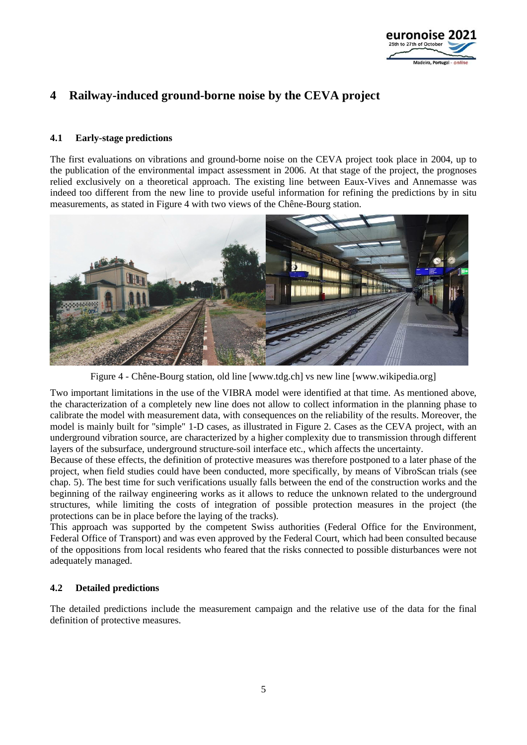# 4 Railway-induced ground-borne noise by the CEVA project

## 4.1 Early-stage predictions

The first evaluations on vibrations and ground-borne noise on the CEVA project took place in 2004, up to the publication of the environmental impact assessment in 2006. At that stage of the project, the prognoses relied exclusively on a theoretical approach. The existing line between Eaux-Vives and Annemasse was indeed too different from the new line to provide useful information for refining the predictions by in situ measurements, as stated in Figure 4 with two views of the Chêne-Bourg station.

Figure 4 - Chêne-Bourg station, old line [www.tdg.ch] vs new line [www.wikipedia.org]

Two important limitations in the use of the VIBRA model were identified at that time. As mentioned above, the characterization of a completely new line does not allow to collect information in the planning phase to calibrate the model with measurement data, with consequences on the reliability of the results. Moreover, the model is mainly built for "simple" 1-D cases, as illustrated in Figure 2. Cases as the CEVA project, with an underground vibration source, are characterized by a higher complexity due to transmission through different layers of the subsurface, underground structure-soil interface etc., which affects the uncertainty.

Because of these effects, the definition of protective measures was therefore postponed to a later phase of the project, when field studies could have been conducted, more specifically, by means of VibroScan trials (see chap. 5). The best time for such verifications usually falls between the end of the construction works and the beginning of the railway engineering works as it allows to reduce the unknown related to the underground structures, while limiting the costs of integration of possible protection measures in the project (the protections can be in place before the laying of the tracks).

This approach was supported by the competent Swiss authorities (Federal Office for the Environment, Federal Office of Transport) and was even approved by the Federal Court, which had been consulted because of the oppositions from local residents who feared that the risks connected to possible disturbances were not adequately managed.

## 4.2 Detailed predictions

The detailed predictions include the measurement campaign and the relative use of the data for the final definition of protective measures.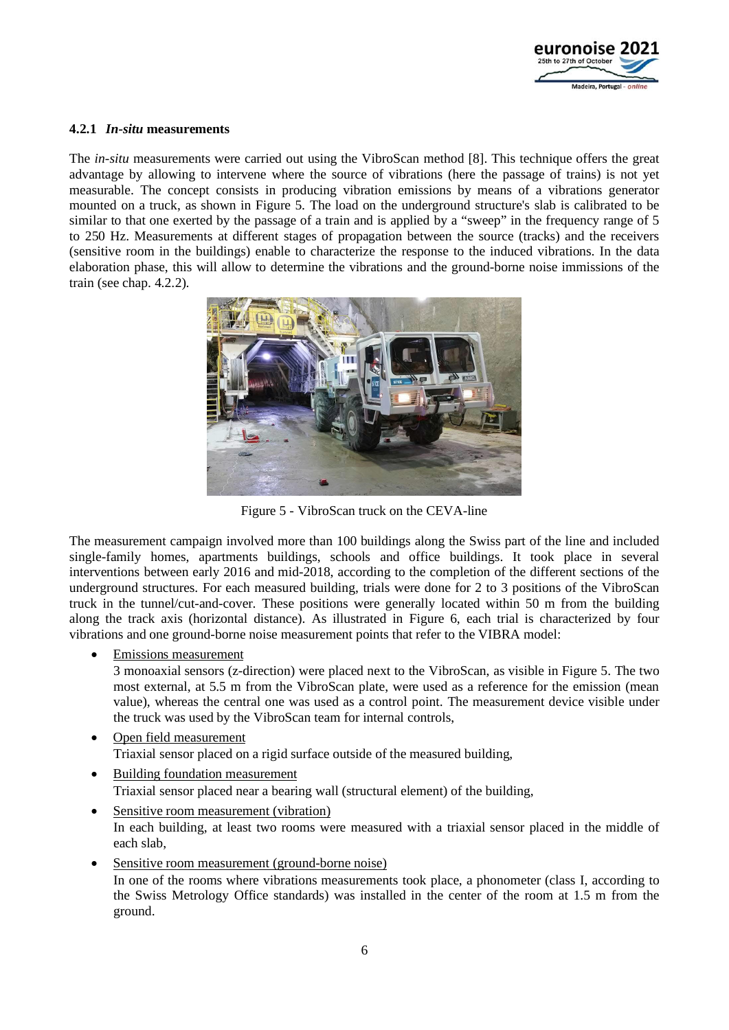#### 4.2.1 *In-situ* measurements

The *in-situ* measurements were carried out using the VibroScan method [8]. This technique offers the great advantage by allowing to intervene where the source of vibrations (here the passage of trains) is not yet measurable. The concept consists in producing vibration emissions by means of a vibrations generator mounted on a truck, as shown in Figure 5. The load on the underground structure's slab is calibrated to be similar to that one exerted by the passage of a train and is applied by a "sweep" in the frequency range of 5 to 250 Hz. Measurements at different stages of propagation between the source (tracks) and the receivers (sensitive room in the buildings) enable to characterize the response to the induced vibrations. In the data elaboration phase, this will allow to determine the vibrations and the ground-borne noise immissions of the train (see chap. 4.2.2).

Figure 5 - VibroScan truck on the CEVA-line

The measurement campaign involved more than 100 buildings along the Swiss part of the line and included single-family homes, apartments buildings, schools and office buildings. It took place in several interventions between early 2016 and mid-2018, according to the completion of the different sections of the underground structures. For each measured building, trials were done for 2 to 3 positions of the VibroScan truck in the tunnel/cut-and-cover. These positions were generally located within 50 m from the building along the track axis (horizontal distance). As illustrated in Figure 6, each trial is characterized by four vibrations and one ground-borne noise measurement points that refer to the VIBRA model:

- Emissions measurement
  3 monoaxial sensors (z-direction) were placed next to the VibroScan, as visible in Figure 5. The two most external, at 5.5 m from the VibroScan plate, were used as a reference for the emission (mean value), whereas the central one was used as a control point. The measurement device visible under the truck was used by the VibroScan team for internal controls,
- Open field measurement
  Triaxial sensor placed on a rigid surface outside of the measured building,
- Building foundation measurement
  Triaxial sensor placed near a bearing wall (structural element) of the building,
- Sensitive room measurement (vibration)
  In each building, at least two rooms were measured with a triaxial sensor placed in the middle of each slab,
- Sensitive room measurement (ground-borne noise)
  In one of the rooms where vibrations measurements took place, a phonometer (class I, according to the Swiss Metrology Office standards) was installed in the center of the room at 1.5 m from the ground.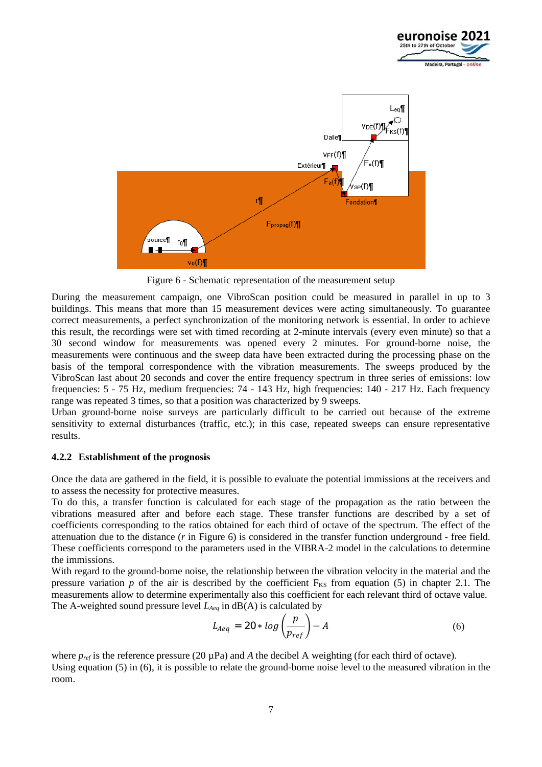Figure 6 - Schematic representation of the measurement setup

During the measurement campaign, one VibroScan position could be measured in parallel in up to 3 buildings. This means that more than 15 measurement devices were acting simultaneously. To guarantee correct measurements, a perfect synchronization of the monitoring network is essential. In order to achieve this result, the recordings were set with timed recording at 2-minute intervals (every even minute) so that a 30 second window for measurements was opened every 2 minutes. For ground-borne noise, the measurements were continuous and the sweep data have been extracted during the processing phase on the basis of the temporal correspondence with the vibration measurements. The sweeps produced by the VibroScan last about 20 seconds and cover the entire frequency spectrum in three series of emissions: low frequencies: 5 - 75 Hz, medium frequencies: 74 - 143 Hz, high frequencies: 140 - 217 Hz. Each frequency range was repeated 3 times, so that a position was characterized by 9 sweeps.
Urban ground-borne noise surveys are particularly difficult to be carried out because of the extreme sensitivity to external disturbances (traffic, etc.); in this case, repeated sweeps can ensure representative results.

### 4.2.2 Establishment of the prognosis

Once the data are gathered in the field, it is possible to evaluate the potential immissions at the receivers and to assess the necessity for protective measures.
To do this, a transfer function is calculated for each stage of the propagation as the ratio between the vibrations measured after and before each stage. These transfer functions are described by a set of coefficients corresponding to the ratios obtained for each third of octave of the spectrum. The effect of the attenuation due to the distance (*r* in Figure 6) is considered in the transfer function underground - free field. These coefficients correspond to the parameters used in the VIBRA-2 model in the calculations to determine the immissions.
With regard to the ground-borne noise, the relationship between the vibration velocity in the material and the pressure variation $p$ of the air is described by the coefficient $F_{KS}$ from equation (5) in chapter 2.1. The measurements allow to determine experimentally also this coefficient for each relevant third of octave value.
The A-weighted sound pressure level $L_{Aeq}$ in dB(A) is calculated by

$$L_{Aeq} = 20 * log\left(\frac{p}{p_{ref}}\right) - A \tag{6}$$

where $p_{ref}$ is the reference pressure (20 µPa) and $A$ the decibel A weighting (for each third of octave).
Using equation (5) in (6), it is possible to relate the ground-borne noise level to the measured vibration in the room.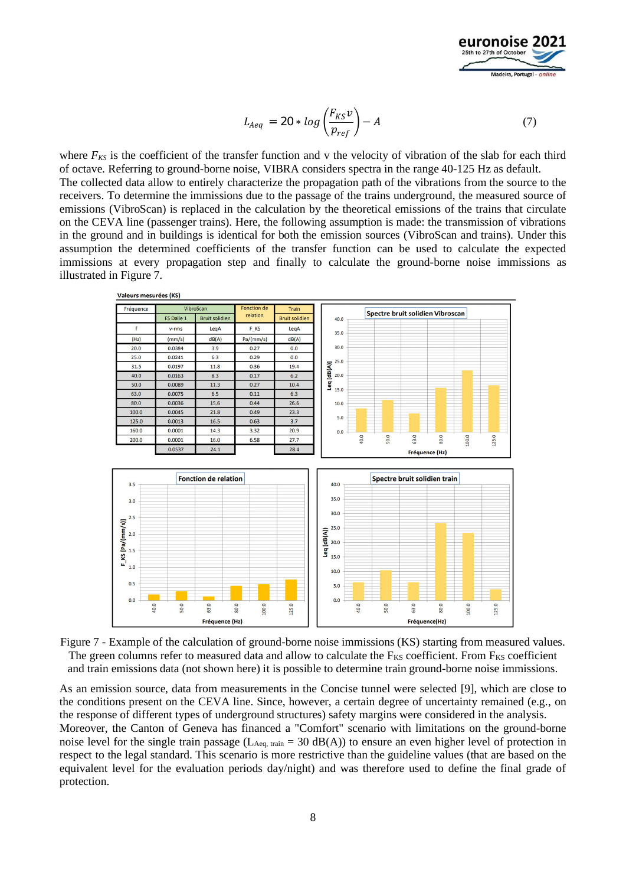$$L_{Aeq} = 20 * log\left(\frac{F_{KS} v}{p_{ref}}\right) - A \tag{7}$$

where $F_{KS}$ is the coefficient of the transfer function and v the velocity of vibration of the slab for each third of octave. Referring to ground-borne noise, VIBRA considers spectra in the range 40-125 Hz as default.

The collected data allow to entirely characterize the propagation path of the vibrations from the source to the receivers. To determine the immissions due to the passage of the trains underground, the measured source of emissions (VibroScan) is replaced in the calculation by the theoretical emissions of the trains that circulate on the CEVA line (passenger trains). Here, the following assumption is made: the transmission of vibrations in the ground and in buildings is identical for both the emission sources (VibroScan and trains). Under this assumption the determined coefficients of the transfer function can be used to calculate the expected immissions at every propagation step and finally to calculate the ground-borne noise immissions as illustrated in Figure 7.

Valeurs mesurées (KS)

| Fréquence | VibroScan | | Fonction de relation | Train |
|---|---|---|---|---|
| | ES Dalle 1 | Bruit solidien | | Bruit solidien |
| f | v-rms | LeqA | F_KS | LeqA |
| (Hz) | (mm/s) | dB(A) | Pa/(mm/s) | dB(A) |
| 20.0 | 0.0384 | 3.9 | 0.27 | 0.0 |
| 25.0 | 0.0241 | 6.3 | 0.29 | 0.0 |
| 31.5 | 0.0197 | 11.8 | 0.36 | 19.4 |
| 40.0 | 0.0163 | 8.3 | 0.17 | 6.2 |
| 50.0 | 0.0089 | 11.3 | 0.27 | 10.4 |
| 63.0 | 0.0075 | 6.5 | 0.11 | 6.3 |
| 80.0 | 0.0036 | 15.6 | 0.44 | 26.6 |
| 100.0 | 0.0045 | 21.8 | 0.49 | 23.3 |
| 125.0 | 0.0013 | 16.5 | 0.63 | 3.7 |
| 160.0 | 0.0001 | 14.3 | 3.32 | 20.9 |
| 200.0 | 0.0001 | 16.0 | 6.58 | 27.7 |
| | 0.0537 | 24.1 | | 28.4 |

Figure 7 - Example of the calculation of ground-borne noise immissions (KS) starting from measured values. The green columns refer to measured data and allow to calculate the $F_{KS}$ coefficient. From $F_{KS}$ coefficient and train emissions data (not shown here) it is possible to determine train ground-borne noise immissions.

As an emission source, data from measurements in the Concise tunnel were selected [9], which are close to the conditions present on the CEVA line. Since, however, a certain degree of uncertainty remained (e.g., on the response of different types of underground structures) safety margins were considered in the analysis. Moreover, the Canton of Geneva has financed a "Comfort" scenario with limitations on the ground-borne noise level for the single train passage ($L_{Aeq,\, train}$ = 30 dB(A)) to ensure an even higher level of protection in respect to the legal standard. This scenario is more restrictive than the guideline values (that are based on the equivalent level for the evaluation periods day/night) and was therefore used to define the final grade of protection.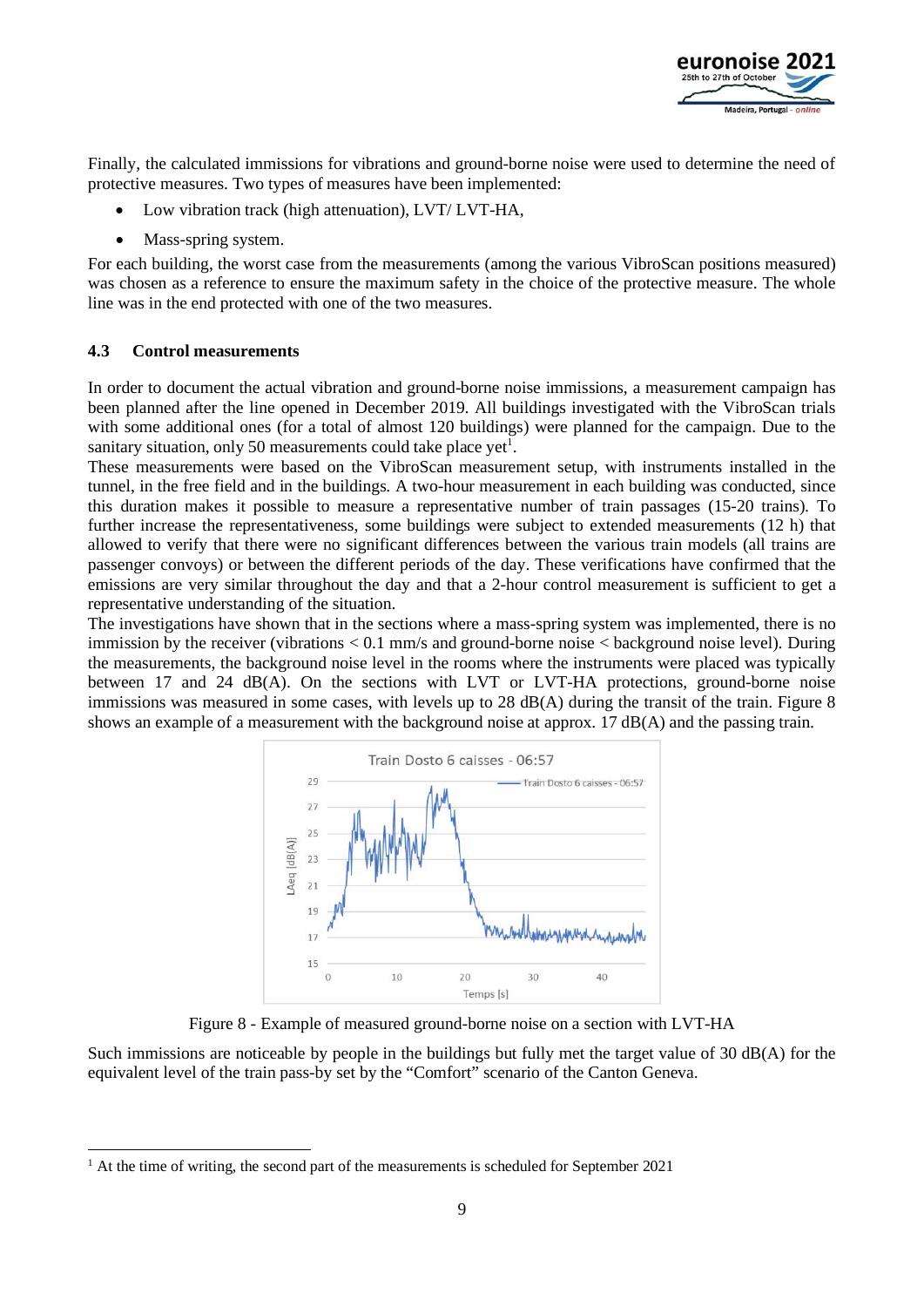Finally, the calculated immissions for vibrations and ground-borne noise were used to determine the need of protective measures. Two types of measures have been implemented:

- Low vibration track (high attenuation), LVT/ LVT-HA,
- Mass-spring system.

For each building, the worst case from the measurements (among the various VibroScan positions measured) was chosen as a reference to ensure the maximum safety in the choice of the protective measure. The whole line was in the end protected with one of the two measures.

### 4.3 Control measurements

In order to document the actual vibration and ground-borne noise immissions, a measurement campaign has been planned after the line opened in December 2019. All buildings investigated with the VibroScan trials with some additional ones (for a total of almost 120 buildings) were planned for the campaign. Due to the sanitary situation, only 50 measurements could take place yet[1].

These measurements were based on the VibroScan measurement setup, with instruments installed in the tunnel, in the free field and in the buildings. A two-hour measurement in each building was conducted, since this duration makes it possible to measure a representative number of train passages (15-20 trains). To further increase the representativeness, some buildings were subject to extended measurements (12 h) that allowed to verify that there were no significant differences between the various train models (all trains are passenger convoys) or between the different periods of the day. These verifications have confirmed that the emissions are very similar throughout the day and that a 2-hour control measurement is sufficient to get a representative understanding of the situation.

The investigations have shown that in the sections where a mass-spring system was implemented, there is no immission by the receiver (vibrations < 0.1 mm/s and ground-borne noise < background noise level). During the measurements, the background noise level in the rooms where the instruments were placed was typically between 17 and 24 dB(A). On the sections with LVT or LVT-HA protections, ground-borne noise immissions was measured in some cases, with levels up to 28 dB(A) during the transit of the train. Figure 8 shows an example of a measurement with the background noise at approx. 17 dB(A) and the passing train.

Figure 8 - Example of measured ground-borne noise on a section with LVT-HA

Such immissions are noticeable by people in the buildings but fully met the target value of 30 dB(A) for the equivalent level of the train pass-by set by the "Comfort" scenario of the Canton Geneva.

[1] At the time of writing, the second part of the measurements is scheduled for September 2021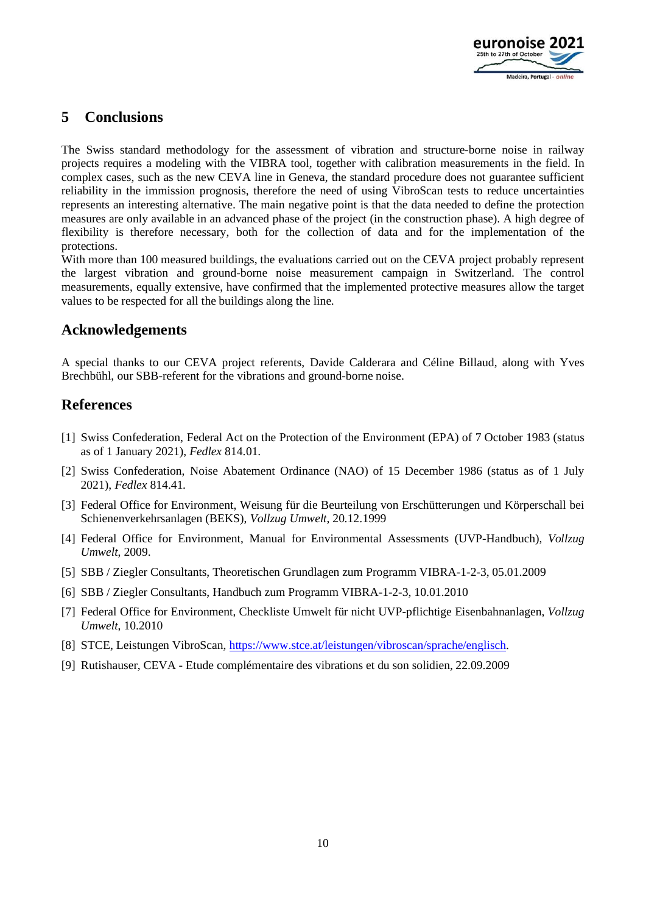## 5 Conclusions

The Swiss standard methodology for the assessment of vibration and structure-borne noise in railway projects requires a modeling with the VIBRA tool, together with calibration measurements in the field. In complex cases, such as the new CEVA line in Geneva, the standard procedure does not guarantee sufficient reliability in the immission prognosis, therefore the need of using VibroScan tests to reduce uncertainties represents an interesting alternative. The main negative point is that the data needed to define the protection measures are only available in an advanced phase of the project (in the construction phase). A high degree of flexibility is therefore necessary, both for the collection of data and for the implementation of the protections.

With more than 100 measured buildings, the evaluations carried out on the CEVA project probably represent the largest vibration and ground-borne noise measurement campaign in Switzerland. The control measurements, equally extensive, have confirmed that the implemented protective measures allow the target values to be respected for all the buildings along the line.

## Acknowledgements

A special thanks to our CEVA project referents, Davide Calderara and Céline Billaud, along with Yves Brechbühl, our SBB-referent for the vibrations and ground-borne noise.

## References

[1] Swiss Confederation, Federal Act on the Protection of the Environment (EPA) of 7 October 1983 (status as of 1 January 2021), *Fedlex* 814.01.

[2] Swiss Confederation, Noise Abatement Ordinance (NAO) of 15 December 1986 (status as of 1 July 2021), *Fedlex* 814.41.

[3] Federal Office for Environment, Weisung für die Beurteilung von Erschütterungen und Körperschall bei Schienenverkehrsanlagen (BEKS), *Vollzug Umwelt*, 20.12.1999

[4] Federal Office for Environment, Manual for Environmental Assessments (UVP-Handbuch), *Vollzug Umwelt*, 2009.

[5] SBB / Ziegler Consultants, Theoretischen Grundlagen zum Programm VIBRA-1-2-3, 05.01.2009

[6] SBB / Ziegler Consultants, Handbuch zum Programm VIBRA-1-2-3, 10.01.2010

[7] Federal Office for Environment, Checkliste Umwelt für nicht UVP-pflichtige Eisenbahnanlagen, *Vollzug Umwelt*, 10.2010

[8] STCE, Leistungen VibroScan, https://www.stce.at/leistungen/vibroscan/sprache/englisch.

[9] Rutishauser, CEVA - Etude complémentaire des vibrations et du son solidien, 22.09.2009